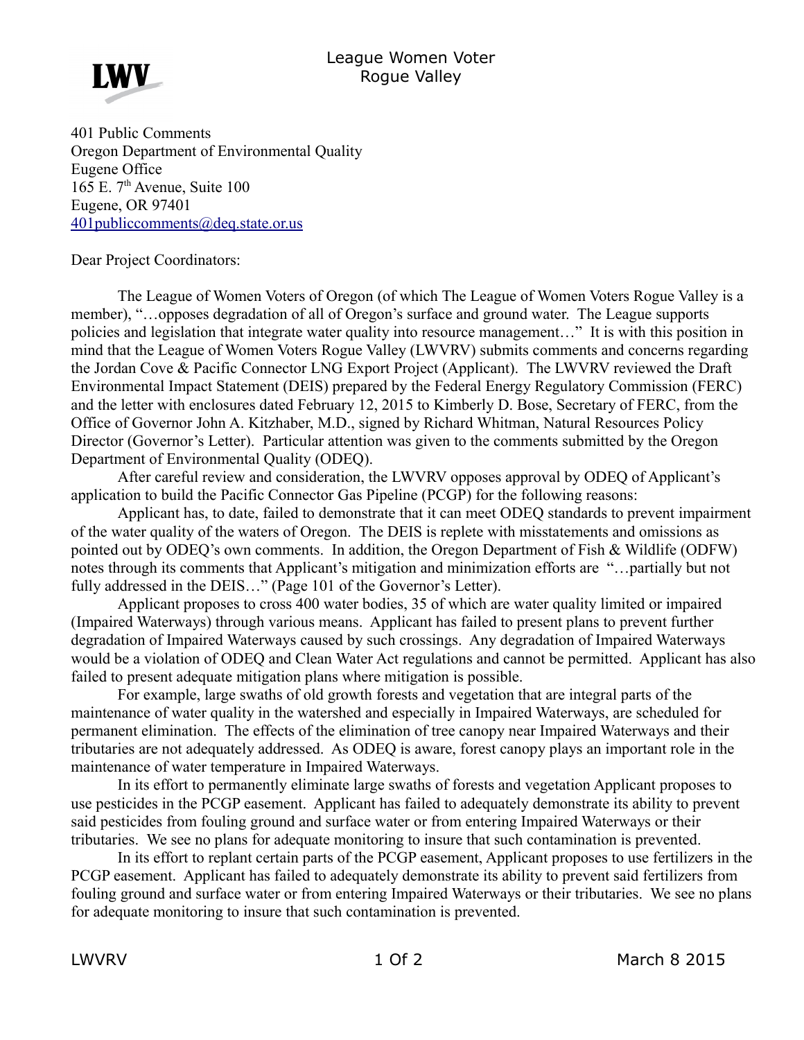League Women Voter
Rogue Valley

401 Public Comments
Oregon Department of Environmental Quality
Eugene Office
165 E. 7th Avenue, Suite 100
Eugene, OR 97401
401publiccomments@deq.state.or.us

Dear Project Coordinators:

The League of Women Voters of Oregon (of which The League of Women Voters Rogue Valley is a member), "…opposes degradation of all of Oregon's surface and ground water. The League supports policies and legislation that integrate water quality into resource management…" It is with this position in mind that the League of Women Voters Rogue Valley (LWVRV) submits comments and concerns regarding the Jordan Cove & Pacific Connector LNG Export Project (Applicant). The LWVRV reviewed the Draft Environmental Impact Statement (DEIS) prepared by the Federal Energy Regulatory Commission (FERC) and the letter with enclosures dated February 12, 2015 to Kimberly D. Bose, Secretary of FERC, from the Office of Governor John A. Kitzhaber, M.D., signed by Richard Whitman, Natural Resources Policy Director (Governor's Letter). Particular attention was given to the comments submitted by the Oregon Department of Environmental Quality (ODEQ).

After careful review and consideration, the LWVRV opposes approval by ODEQ of Applicant's application to build the Pacific Connector Gas Pipeline (PCGP) for the following reasons:

Applicant has, to date, failed to demonstrate that it can meet ODEQ standards to prevent impairment of the water quality of the waters of Oregon. The DEIS is replete with misstatements and omissions as pointed out by ODEQ's own comments. In addition, the Oregon Department of Fish & Wildlife (ODFW) notes through its comments that Applicant's mitigation and minimization efforts are "…partially but not fully addressed in the DEIS…" (Page 101 of the Governor's Letter).

Applicant proposes to cross 400 water bodies, 35 of which are water quality limited or impaired (Impaired Waterways) through various means. Applicant has failed to present plans to prevent further degradation of Impaired Waterways caused by such crossings. Any degradation of Impaired Waterways would be a violation of ODEQ and Clean Water Act regulations and cannot be permitted. Applicant has also failed to present adequate mitigation plans where mitigation is possible.

For example, large swaths of old growth forests and vegetation that are integral parts of the maintenance of water quality in the watershed and especially in Impaired Waterways, are scheduled for permanent elimination. The effects of the elimination of tree canopy near Impaired Waterways and their tributaries are not adequately addressed. As ODEQ is aware, forest canopy plays an important role in the maintenance of water temperature in Impaired Waterways.

In its effort to permanently eliminate large swaths of forests and vegetation Applicant proposes to use pesticides in the PCGP easement. Applicant has failed to adequately demonstrate its ability to prevent said pesticides from fouling ground and surface water or from entering Impaired Waterways or their tributaries. We see no plans for adequate monitoring to insure that such contamination is prevented.

In its effort to replant certain parts of the PCGP easement, Applicant proposes to use fertilizers in the PCGP easement. Applicant has failed to adequately demonstrate its ability to prevent said fertilizers from fouling ground and surface water or from entering Impaired Waterways or their tributaries. We see no plans for adequate monitoring to insure that such contamination is prevented.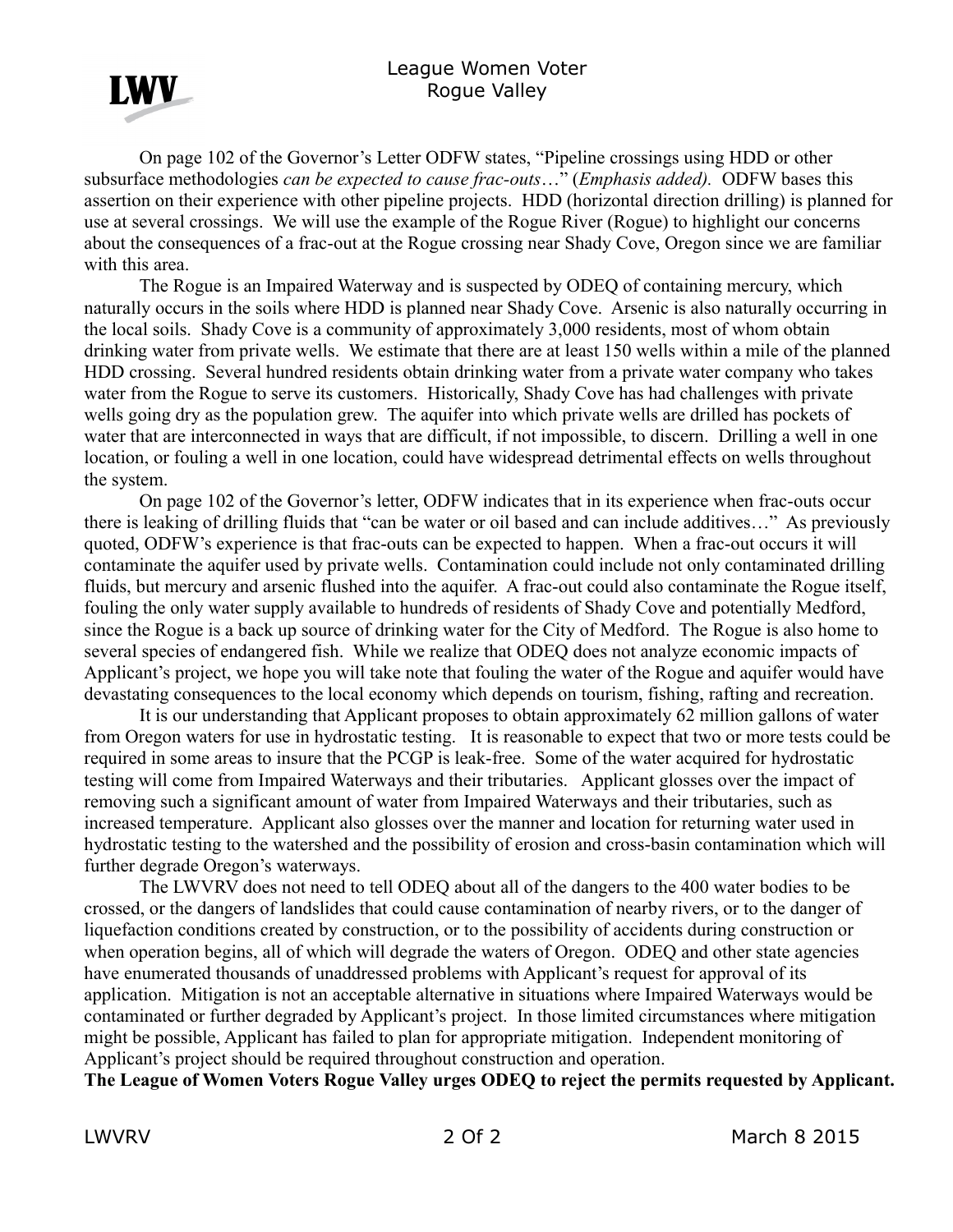On page 102 of the Governor's Letter ODFW states, "Pipeline crossings using HDD or other subsurface methodologies *can be expected to cause frac-outs*…" (*Emphasis added).* ODFW bases this assertion on their experience with other pipeline projects. HDD (horizontal direction drilling) is planned for use at several crossings. We will use the example of the Rogue River (Rogue) to highlight our concerns about the consequences of a frac-out at the Rogue crossing near Shady Cove, Oregon since we are familiar with this area.

The Rogue is an Impaired Waterway and is suspected by ODEQ of containing mercury, which naturally occurs in the soils where HDD is planned near Shady Cove. Arsenic is also naturally occurring in the local soils. Shady Cove is a community of approximately 3,000 residents, most of whom obtain drinking water from private wells. We estimate that there are at least 150 wells within a mile of the planned HDD crossing. Several hundred residents obtain drinking water from a private water company who takes water from the Rogue to serve its customers. Historically, Shady Cove has had challenges with private wells going dry as the population grew. The aquifer into which private wells are drilled has pockets of water that are interconnected in ways that are difficult, if not impossible, to discern. Drilling a well in one location, or fouling a well in one location, could have widespread detrimental effects on wells throughout the system.

On page 102 of the Governor's letter, ODFW indicates that in its experience when frac-outs occur there is leaking of drilling fluids that "can be water or oil based and can include additives…" As previously quoted, ODFW's experience is that frac-outs can be expected to happen. When a frac-out occurs it will contaminate the aquifer used by private wells. Contamination could include not only contaminated drilling fluids, but mercury and arsenic flushed into the aquifer. A frac-out could also contaminate the Rogue itself, fouling the only water supply available to hundreds of residents of Shady Cove and potentially Medford, since the Rogue is a back up source of drinking water for the City of Medford. The Rogue is also home to several species of endangered fish. While we realize that ODEQ does not analyze economic impacts of Applicant's project, we hope you will take note that fouling the water of the Rogue and aquifer would have devastating consequences to the local economy which depends on tourism, fishing, rafting and recreation.

It is our understanding that Applicant proposes to obtain approximately 62 million gallons of water from Oregon waters for use in hydrostatic testing. It is reasonable to expect that two or more tests could be required in some areas to insure that the PCGP is leak-free. Some of the water acquired for hydrostatic testing will come from Impaired Waterways and their tributaries. Applicant glosses over the impact of removing such a significant amount of water from Impaired Waterways and their tributaries, such as increased temperature. Applicant also glosses over the manner and location for returning water used in hydrostatic testing to the watershed and the possibility of erosion and cross-basin contamination which will further degrade Oregon's waterways.

The LWVRV does not need to tell ODEQ about all of the dangers to the 400 water bodies to be crossed, or the dangers of landslides that could cause contamination of nearby rivers, or to the danger of liquefaction conditions created by construction, or to the possibility of accidents during construction or when operation begins, all of which will degrade the waters of Oregon. ODEQ and other state agencies have enumerated thousands of unaddressed problems with Applicant's request for approval of its application. Mitigation is not an acceptable alternative in situations where Impaired Waterways would be contaminated or further degraded by Applicant's project. In those limited circumstances where mitigation might be possible, Applicant has failed to plan for appropriate mitigation. Independent monitoring of Applicant's project should be required throughout construction and operation.

**The League of Women Voters Rogue Valley urges ODEQ to reject the permits requested by Applicant.**

March 8 2015